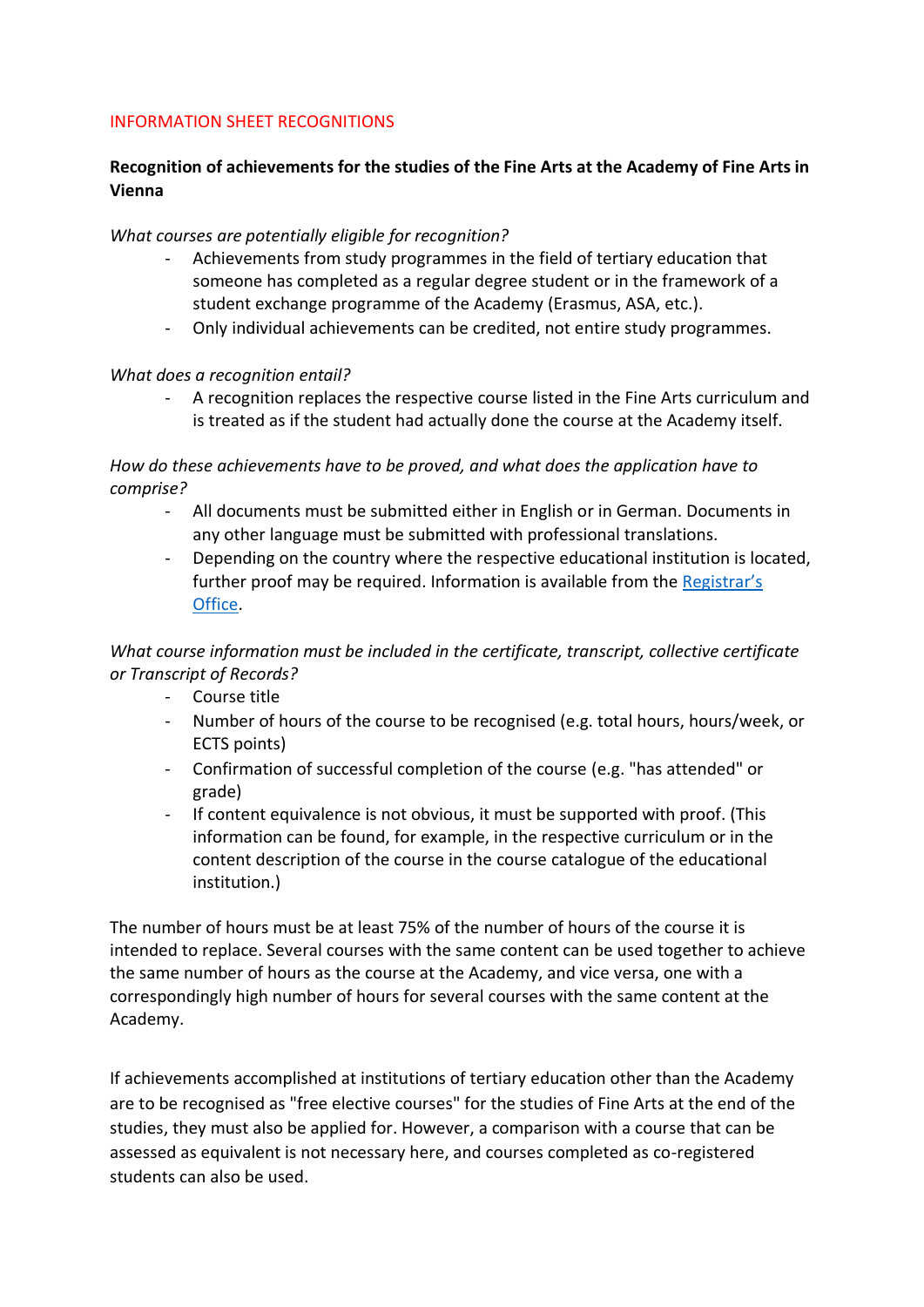# INFORMATION SHEET RECOGNITIONS

## Recognition of achievements for the studies of the Fine Arts at the Academy of Fine Arts in Vienna

*What courses are potentially eligible for recognition?*

- Achievements from study programmes in the field of tertiary education that someone has completed as a regular degree student or in the framework of a student exchange programme of the Academy (Erasmus, ASA, etc.).
- Only individual achievements can be credited, not entire study programmes.

*What does a recognition entail?*

- A recognition replaces the respective course listed in the Fine Arts curriculum and is treated as if the student had actually done the course at the Academy itself.

*How do these achievements have to be proved, and what does the application have to comprise?*

- All documents must be submitted either in English or in German. Documents in any other language must be submitted with professional translations.
- Depending on the country where the respective educational institution is located, further proof may be required. Information is available from the Registrar's Office.

*What course information must be included in the certificate, transcript, collective certificate or Transcript of Records?*

- Course title
- Number of hours of the course to be recognised (e.g. total hours, hours/week, or ECTS points)
- Confirmation of successful completion of the course (e.g. "has attended" or grade)
- If content equivalence is not obvious, it must be supported with proof. (This information can be found, for example, in the respective curriculum or in the content description of the course in the course catalogue of the educational institution.)

The number of hours must be at least 75% of the number of hours of the course it is intended to replace. Several courses with the same content can be used together to achieve the same number of hours as the course at the Academy, and vice versa, one with a correspondingly high number of hours for several courses with the same content at the Academy.

If achievements accomplished at institutions of tertiary education other than the Academy are to be recognised as "free elective courses" for the studies of Fine Arts at the end of the studies, they must also be applied for. However, a comparison with a course that can be assessed as equivalent is not necessary here, and courses completed as co-registered students can also be used.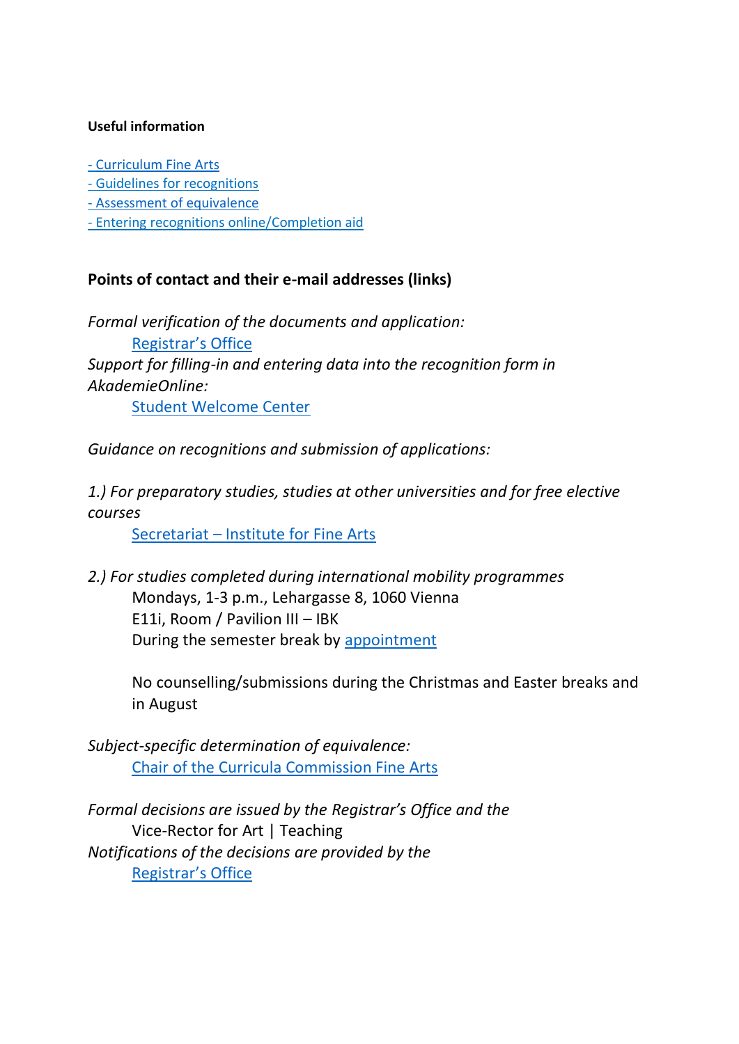**Useful information**

- Curriculum Fine Arts
- Guidelines for recognitions
- Assessment of equivalence
- Entering recognitions online/Completion aid

**Points of contact and their e-mail addresses (links)**

*Formal verification of the documents and application:*

Registrar's Office

*Support for filling-in and entering data into the recognition form in AkademieOnline:*

Student Welcome Center

*Guidance on recognitions and submission of applications:*

*1.) For preparatory studies, studies at other universities and for free elective courses*

Secretariat – Institute for Fine Arts

*2.) For studies completed during international mobility programmes*

Mondays, 1-3 p.m., Lehargasse 8, 1060 Vienna
E11i, Room / Pavilion III – IBK
During the semester break by appointment

No counselling/submissions during the Christmas and Easter breaks and in August

*Subject-specific determination of equivalence:*

Chair of the Curricula Commission Fine Arts

*Formal decisions are issued by the Registrar's Office and the*

Vice-Rector for Art | Teaching

*Notifications of the decisions are provided by the*

Registrar's Office